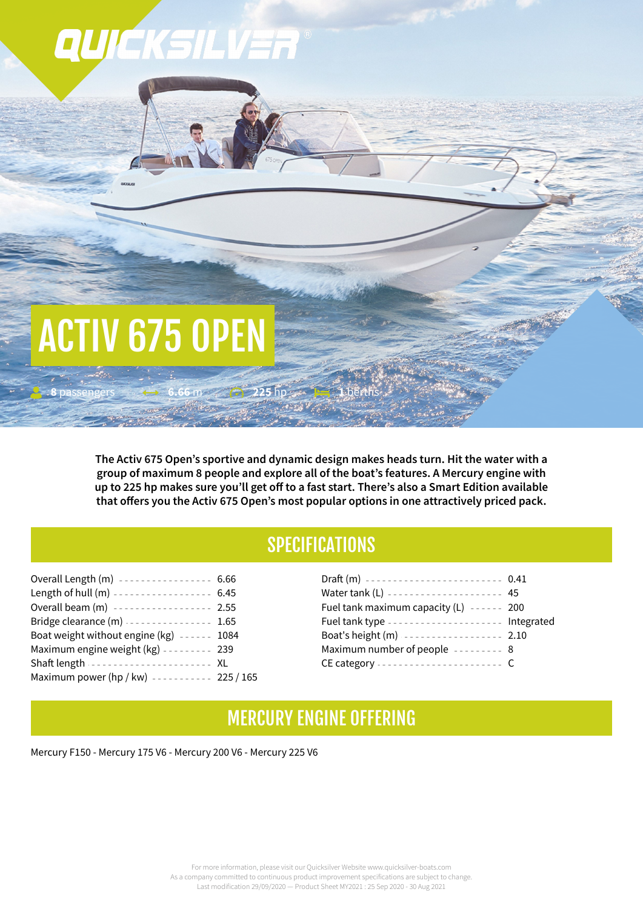QUICKSILVER®

# ACTIV 675 OPEN

8 passengers · 6.66 m · 225 hp · 1 berths

**The Activ 675 Open's sportive and dynamic design makes heads turn. Hit the water with a group of maximum 8 people and explore all of the boat's features. A Mercury engine with up to 225 hp makes sure you'll get off to a fast start. There's also a Smart Edition available that offers you the Activ 675 Open's most popular options in one attractively priced pack.**

## SPECIFICATIONS

| Specification | Value |
|---|---|
| Overall Length (m) | 6.66 |
| Length of hull (m) | 6.45 |
| Overall beam (m) | 2.55 |
| Bridge clearance (m) | 1.65 |
| Boat weight without engine (kg) | 1084 |
| Maximum engine weight (kg) | 239 |
| Shaft length | XL |
| Maximum power (hp / kw) | 225 / 165 |
| Draft (m) | 0.41 |
| Water tank (L) | 45 |
| Fuel tank maximum capacity (L) | 200 |
| Fuel tank type | Integrated |
| Boat's height (m) | 2.10 |
| Maximum number of people | 8 |
| CE category | C |

## MERCURY ENGINE OFFERING

Mercury F150 - Mercury 175 V6 - Mercury 200 V6 - Mercury 225 V6

For more information, please visit our Quicksilver Website www.quicksilver-boats.com
As a company committed to continuous product improvement specifications are subject to change.
Last modification 29/09/2020 — Product Sheet MY2021 : 25 Sep 2020 - 30 Aug 2021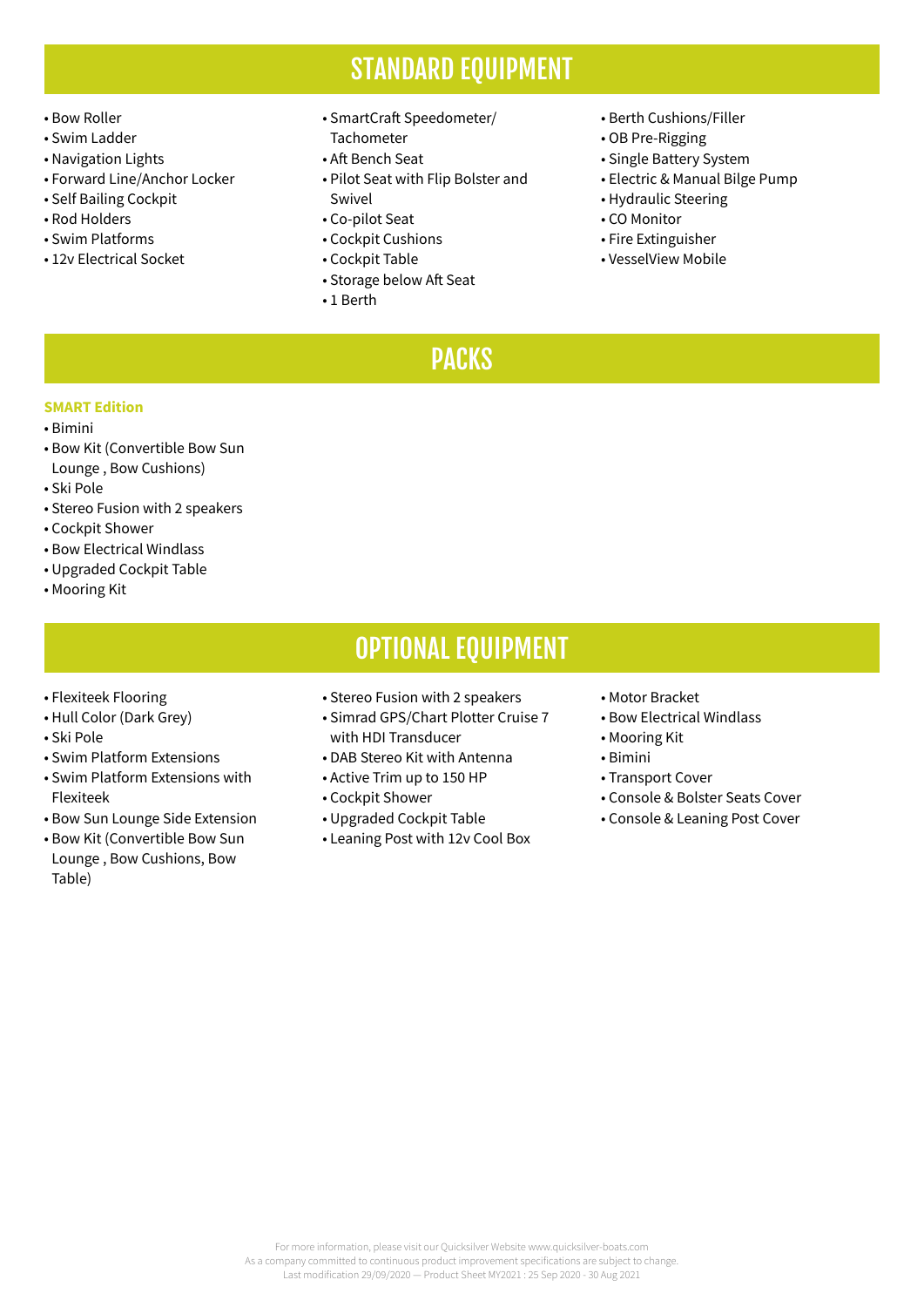# STANDARD EQUIPMENT

- Bow Roller
- Swim Ladder
- Navigation Lights
- Forward Line/Anchor Locker
- Self Bailing Cockpit
- Rod Holders
- Swim Platforms
- 12v Electrical Socket
- SmartCraft Speedometer/ Tachometer
- Aft Bench Seat
- Pilot Seat with Flip Bolster and Swivel
- Co-pilot Seat
- Cockpit Cushions
- Cockpit Table
- Storage below Aft Seat
- 1 Berth
- Berth Cushions/Filler
- OB Pre-Rigging
- Single Battery System
- Electric & Manual Bilge Pump
- Hydraulic Steering
- CO Monitor
- Fire Extinguisher
- VesselView Mobile

# PACKS

**SMART Edition**

- Bimini
- Bow Kit (Convertible Bow Sun Lounge , Bow Cushions)
- Ski Pole
- Stereo Fusion with 2 speakers
- Cockpit Shower
- Bow Electrical Windlass
- Upgraded Cockpit Table
- Mooring Kit

# OPTIONAL EQUIPMENT

- Flexiteek Flooring
- Hull Color (Dark Grey)
- Ski Pole
- Swim Platform Extensions
- Swim Platform Extensions with Flexiteek
- Bow Sun Lounge Side Extension
- Bow Kit (Convertible Bow Sun Lounge , Bow Cushions, Bow Table)
- Stereo Fusion with 2 speakers
- Simrad GPS/Chart Plotter Cruise 7 with HDI Transducer
- DAB Stereo Kit with Antenna
- Active Trim up to 150 HP
- Cockpit Shower
- Upgraded Cockpit Table
- Leaning Post with 12v Cool Box
- Motor Bracket
- Bow Electrical Windlass
- Mooring Kit
- Bimini
- Transport Cover
- Console & Bolster Seats Cover
- Console & Leaning Post Cover

For more information, please visit our Quicksilver Website www.quicksilver-boats.com
As a company committed to continuous product improvement specifications are subject to change.
Last modification 29/09/2020 — Product Sheet MY2021 : 25 Sep 2020 - 30 Aug 2021